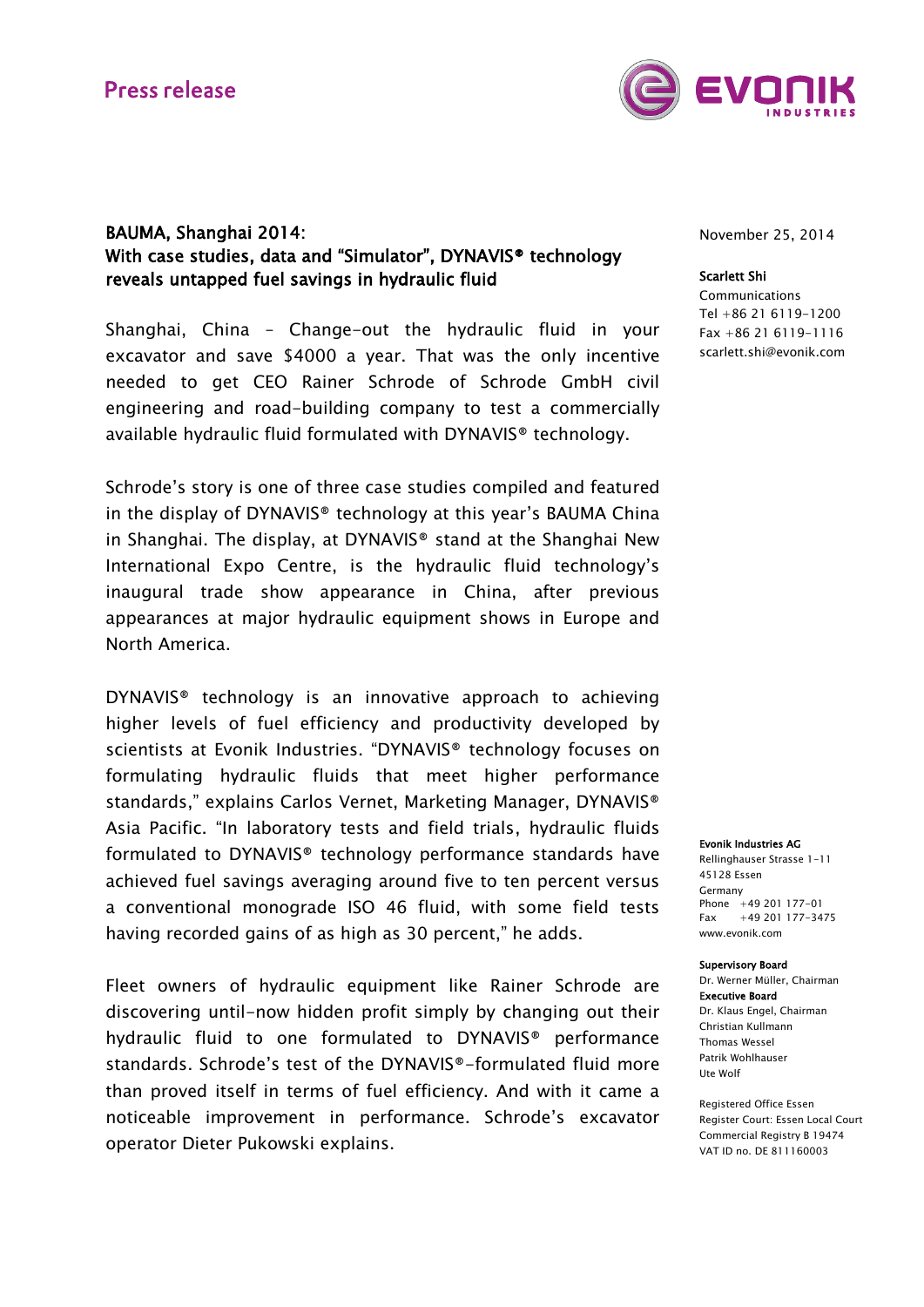Press release

November 25, 2014

**Scarlett Shi**
Communications
Tel +86 21 6119-1200
Fax +86 21 6119-1116
scarlett.shi@evonik.com

## BAUMA, Shanghai 2014: With case studies, data and "Simulator", DYNAVIS® technology reveals untapped fuel savings in hydraulic fluid

Shanghai, China – Change-out the hydraulic fluid in your excavator and save $4000 a year. That was the only incentive needed to get CEO Rainer Schrode of Schrode GmbH civil engineering and road-building company to test a commercially available hydraulic fluid formulated with DYNAVIS® technology.

Schrode's story is one of three case studies compiled and featured in the display of DYNAVIS® technology at this year's BAUMA China in Shanghai. The display, at DYNAVIS® stand at the Shanghai New International Expo Centre, is the hydraulic fluid technology's inaugural trade show appearance in China, after previous appearances at major hydraulic equipment shows in Europe and North America.

DYNAVIS® technology is an innovative approach to achieving higher levels of fuel efficiency and productivity developed by scientists at Evonik Industries. "DYNAVIS® technology focuses on formulating hydraulic fluids that meet higher performance standards," explains Carlos Vernet, Marketing Manager, DYNAVIS® Asia Pacific. "In laboratory tests and field trials, hydraulic fluids formulated to DYNAVIS® technology performance standards have achieved fuel savings averaging around five to ten percent versus a conventional monograde ISO 46 fluid, with some field tests having recorded gains of as high as 30 percent," he adds.

Fleet owners of hydraulic equipment like Rainer Schrode are discovering until-now hidden profit simply by changing out their hydraulic fluid to one formulated to DYNAVIS® performance standards. Schrode's test of the DYNAVIS®-formulated fluid more than proved itself in terms of fuel efficiency. And with it came a noticeable improvement in performance. Schrode's excavator operator Dieter Pukowski explains.

**Evonik Industries AG**
Rellinghauser Strasse 1-11
45128 Essen
Germany
Phone +49 201 177-01
Fax +49 201 177-3475
www.evonik.com

**Supervisory Board**
Dr. Werner Müller, Chairman
**Executive Board**
Dr. Klaus Engel, Chairman
Christian Kullmann
Thomas Wessel
Patrik Wohlhauser
Ute Wolf

Registered Office Essen
Register Court: Essen Local Court
Commercial Registry B 19474
VAT ID no. DE 811160003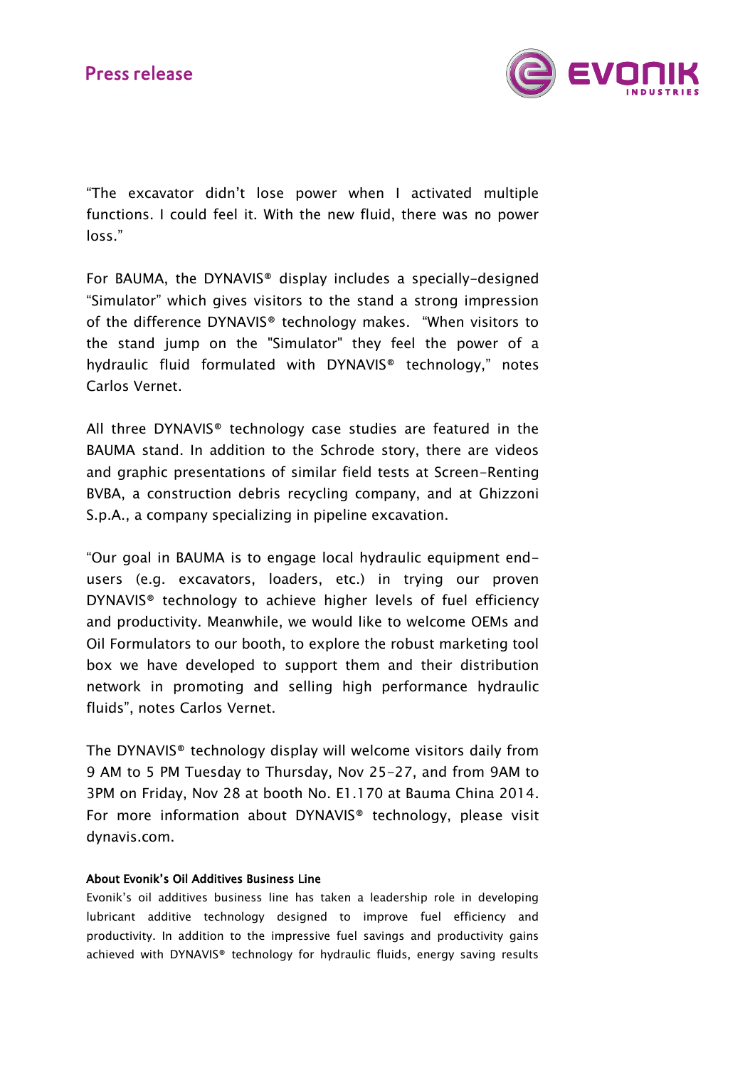"The excavator didn't lose power when I activated multiple functions. I could feel it. With the new fluid, there was no power loss."

For BAUMA, the DYNAVIS® display includes a specially-designed "Simulator" which gives visitors to the stand a strong impression of the difference DYNAVIS® technology makes. "When visitors to the stand jump on the "Simulator" they feel the power of a hydraulic fluid formulated with DYNAVIS® technology," notes Carlos Vernet.

All three DYNAVIS® technology case studies are featured in the BAUMA stand. In addition to the Schrode story, there are videos and graphic presentations of similar field tests at Screen-Renting BVBA, a construction debris recycling company, and at Ghizzoni S.p.A., a company specializing in pipeline excavation.

"Our goal in BAUMA is to engage local hydraulic equipment end-users (e.g. excavators, loaders, etc.) in trying our proven DYNAVIS® technology to achieve higher levels of fuel efficiency and productivity. Meanwhile, we would like to welcome OEMs and Oil Formulators to our booth, to explore the robust marketing tool box we have developed to support them and their distribution network in promoting and selling high performance hydraulic fluids", notes Carlos Vernet.

The DYNAVIS® technology display will welcome visitors daily from 9 AM to 5 PM Tuesday to Thursday, Nov 25-27, and from 9AM to 3PM on Friday, Nov 28 at booth No. E1.170 at Bauma China 2014. For more information about DYNAVIS® technology, please visit dynavis.com.

**About Evonik's Oil Additives Business Line**

Evonik's oil additives business line has taken a leadership role in developing lubricant additive technology designed to improve fuel efficiency and productivity. In addition to the impressive fuel savings and productivity gains achieved with DYNAVIS® technology for hydraulic fluids, energy saving results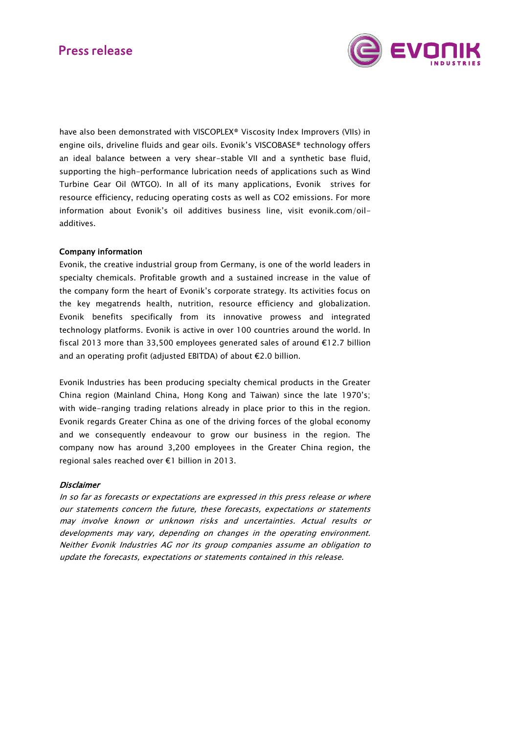have also been demonstrated with VISCOPLEX® Viscosity Index Improvers (VIIs) in engine oils, driveline fluids and gear oils. Evonik's VISCOBASE® technology offers an ideal balance between a very shear-stable VII and a synthetic base fluid, supporting the high-performance lubrication needs of applications such as Wind Turbine Gear Oil (WTGO). In all of its many applications, Evonik strives for resource efficiency, reducing operating costs as well as CO2 emissions. For more information about Evonik's oil additives business line, visit evonik.com/oil-additives.

**Company information**

Evonik, the creative industrial group from Germany, is one of the world leaders in specialty chemicals. Profitable growth and a sustained increase in the value of the company form the heart of Evonik's corporate strategy. Its activities focus on the key megatrends health, nutrition, resource efficiency and globalization. Evonik benefits specifically from its innovative prowess and integrated technology platforms. Evonik is active in over 100 countries around the world. In fiscal 2013 more than 33,500 employees generated sales of around €12.7 billion and an operating profit (adjusted EBITDA) of about €2.0 billion.

Evonik Industries has been producing specialty chemical products in the Greater China region (Mainland China, Hong Kong and Taiwan) since the late 1970's; with wide-ranging trading relations already in place prior to this in the region. Evonik regards Greater China as one of the driving forces of the global economy and we consequently endeavour to grow our business in the region. The company now has around 3,200 employees in the Greater China region, the regional sales reached over €1 billion in 2013.

***Disclaimer***

*In so far as forecasts or expectations are expressed in this press release or where our statements concern the future, these forecasts, expectations or statements may involve known or unknown risks and uncertainties. Actual results or developments may vary, depending on changes in the operating environment. Neither Evonik Industries AG nor its group companies assume an obligation to update the forecasts, expectations or statements contained in this release.*